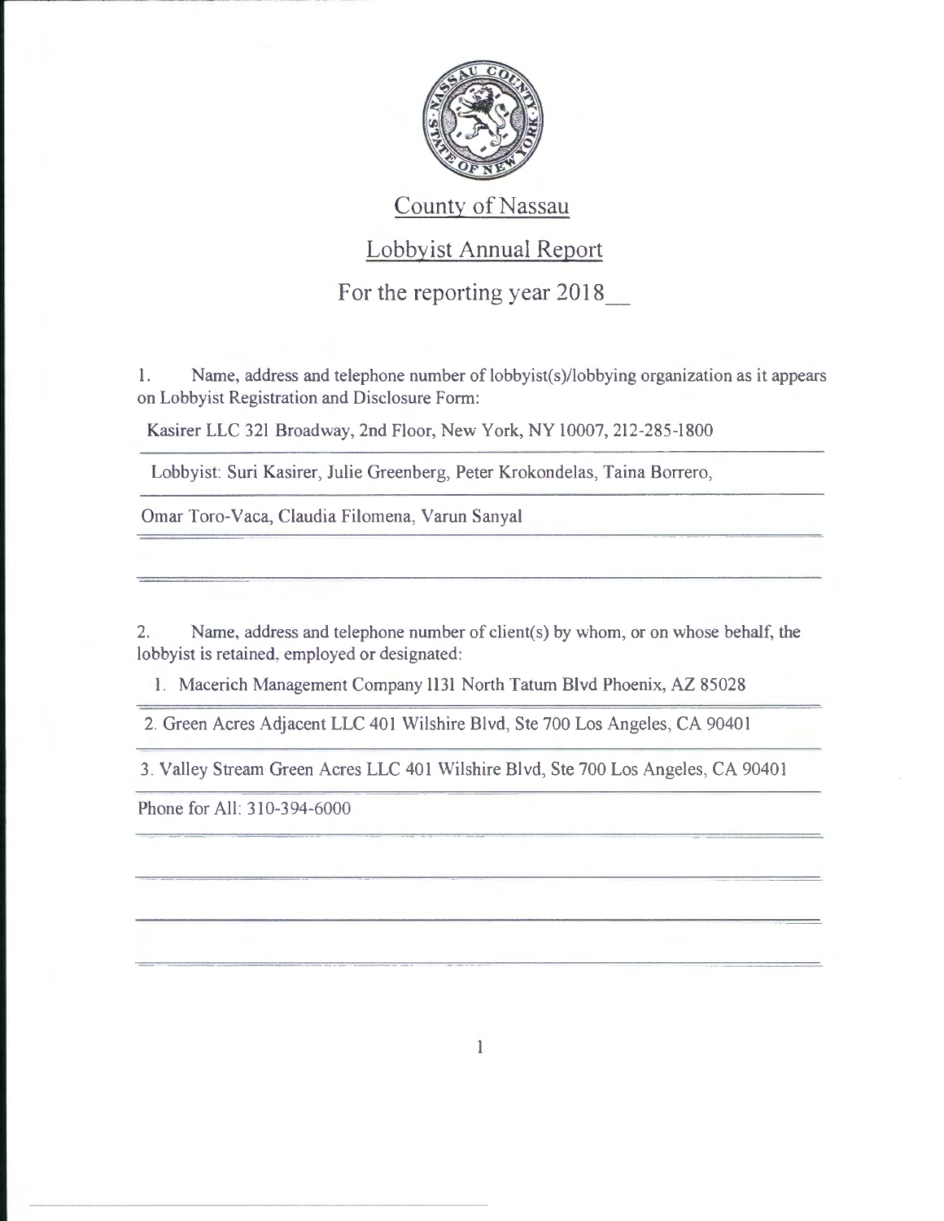# County of Nassau

## Lobbyist Annual Report

## For the reporting year 2018__

1. Name, address and telephone number of lobbyist(s)/lobbying organization as it appears on Lobbyist Registration and Disclosure Form:

Kasirer LLC 321 Broadway, 2nd Floor, New York, NY 10007, 212-285-1800

Lobbyist: Suri Kasirer, Julie Greenberg, Peter Krokondelas, Taina Borrero,

Omar Toro-Vaca, Claudia Filomena, Varun Sanyal

2. Name, address and telephone number of client(s) by whom, or on whose behalf, the lobbyist is retained, employed or designated:

1. Macerich Management Company 1131 North Tatum Blvd Phoenix, AZ 85028
2. Green Acres Adjacent LLC 401 Wilshire Blvd, Ste 700 Los Angeles, CA 90401
3. Valley Stream Green Acres LLC 401 Wilshire Blvd, Ste 700 Los Angeles, CA 90401

Phone for All: 310-394-6000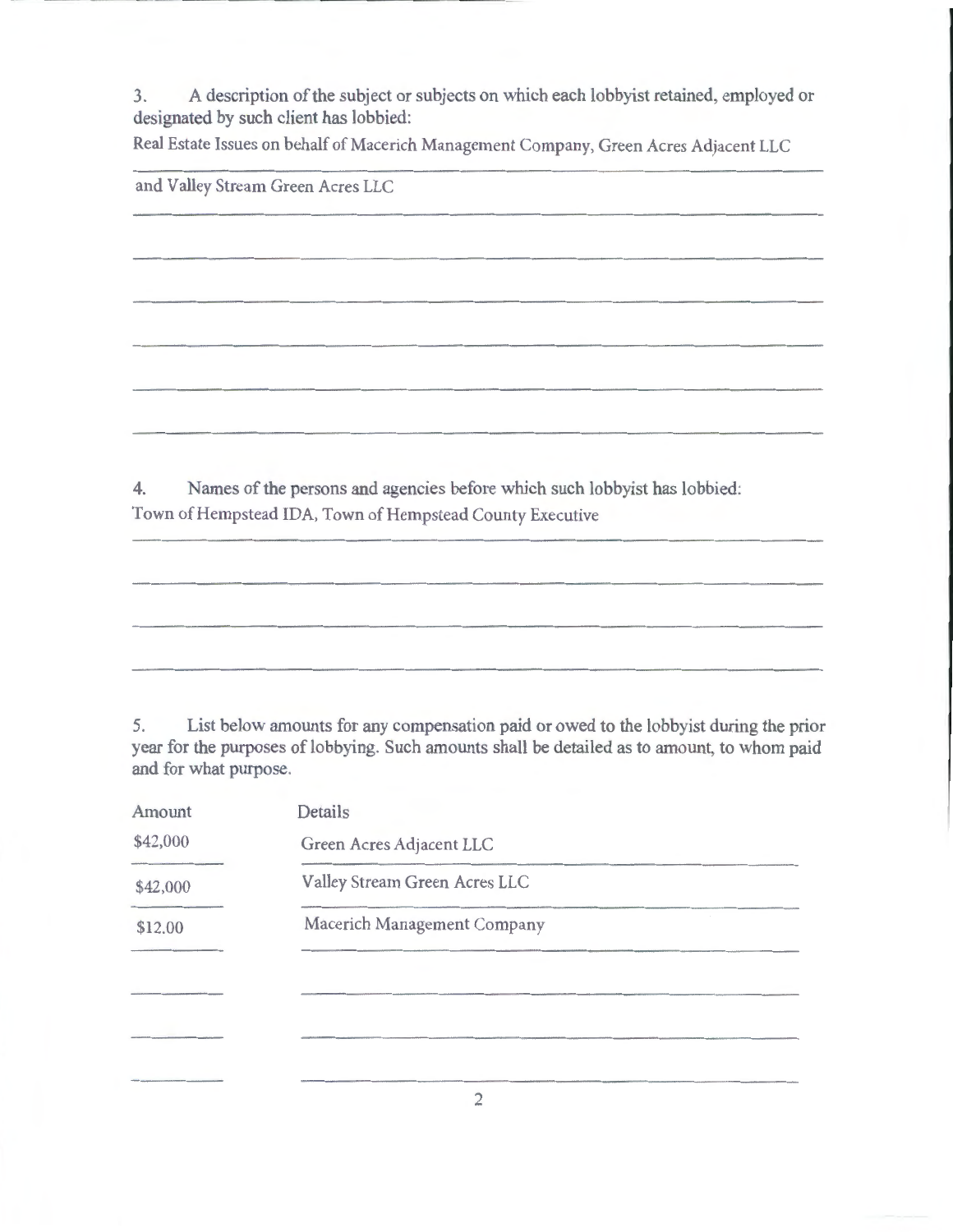3. A description of the subject or subjects on which each lobbyist retained, employed or designated by such client has lobbied:

Real Estate Issues on behalf of Macerich Management Company, Green Acres Adjacent LLC and Valley Stream Green Acres LLC

4. Names of the persons and agencies before which such lobbyist has lobbied:

Town of Hempstead IDA, Town of Hempstead County Executive

5. List below amounts for any compensation paid or owed to the lobbyist during the prior year for the purposes of lobbying. Such amounts shall be detailed as to amount, to whom paid and for what purpose.

| Amount | Details |
| --- | --- |
| $42,000 | Green Acres Adjacent LLC |
| $42,000 | Valley Stream Green Acres LLC |
| $12.00 | Macerich Management Company |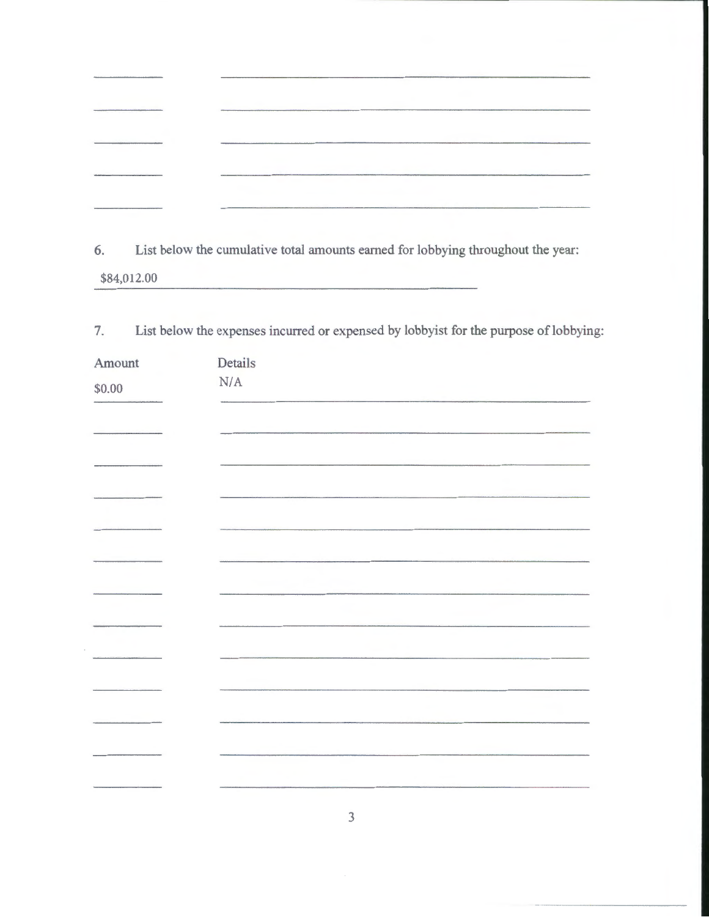6. List below the cumulative total amounts earned for lobbying throughout the year:

$84,012.00

7. List below the expenses incurred or expensed by lobbyist for the purpose of lobbying:

| Amount | Details |
| --- | --- |
| $0.00 | N/A |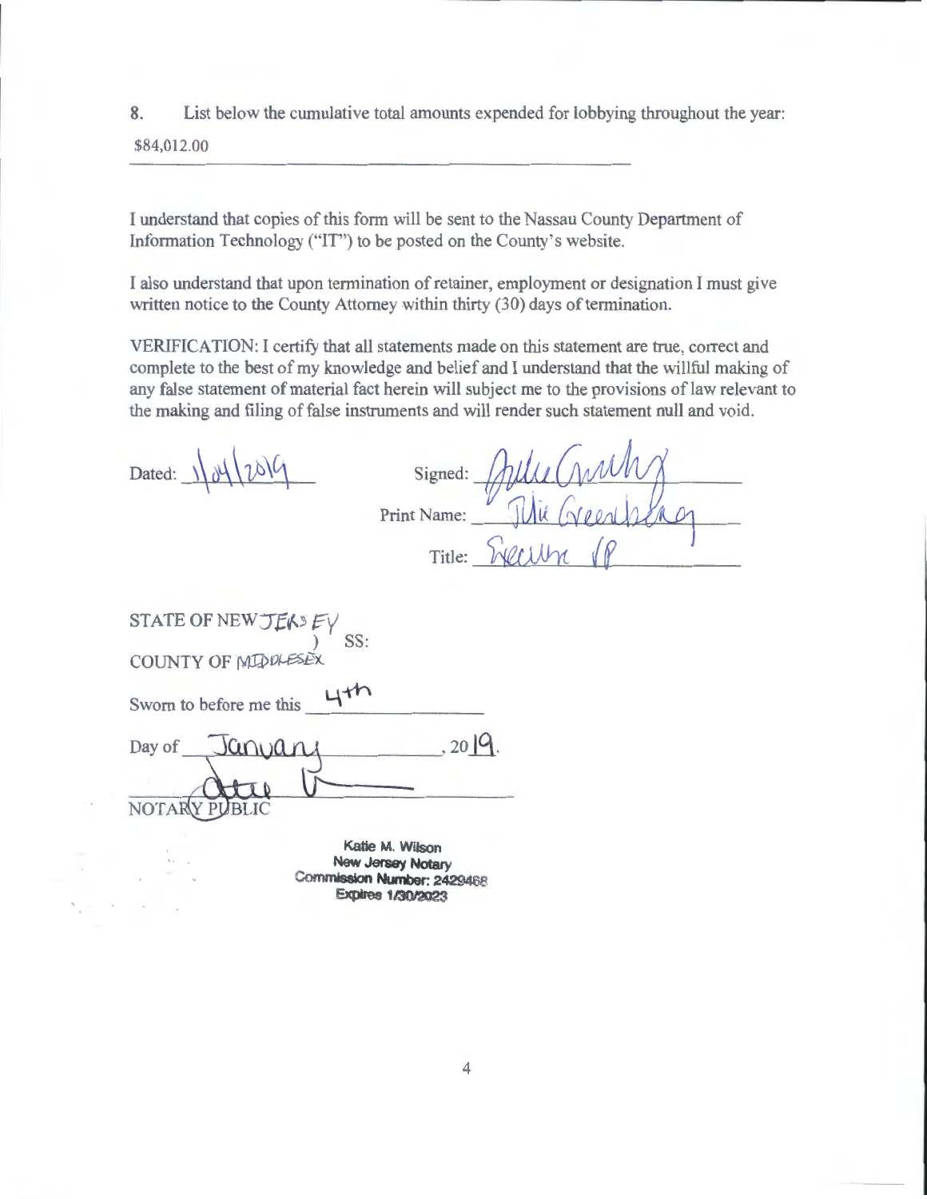8. List below the cumulative total amounts expended for lobbying throughout the year:

$84,012.00

I understand that copies of this form will be sent to the Nassau County Department of Information Technology ("IT") to be posted on the County's website.

I also understand that upon termination of retainer, employment or designation I must give written notice to the County Attorney within thirty (30) days of termination.

VERIFICATION: I certify that all statements made on this statement are true, correct and complete to the best of my knowledge and belief and I understand that the willful making of any false statement of material fact herein will subject me to the provisions of law relevant to the making and filing of false instruments and will render such statement null and void.

Dated: 1/04/2019

Signed: [signature]

Print Name: Julie Greenberg

Title: Executive VP

STATE OF NEW JERSEY
) SS:
COUNTY OF MIDDLESEX

Sworn to before me this 4th

Day of January, 2019.

[signature]
NOTARY PUBLIC

Katie M. Wilson
New Jersey Notary
Commission Number: 2429468
Expires 1/30/2023